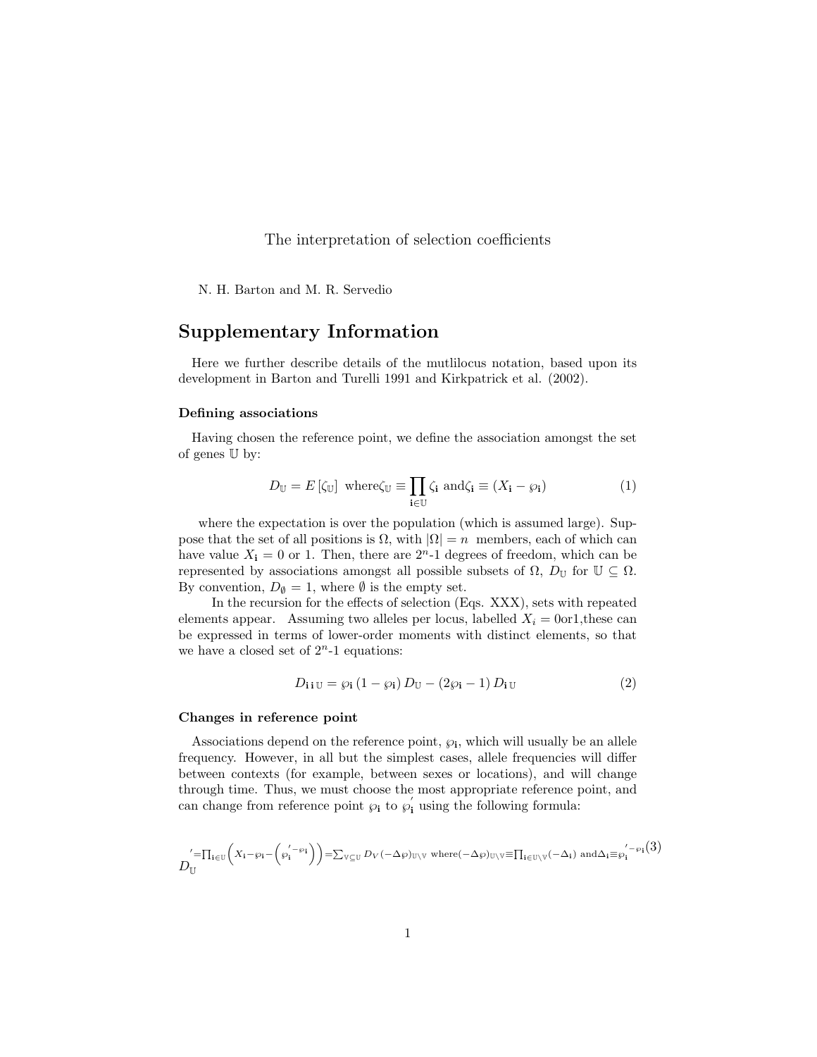The interpretation of selection coefficients

N. H. Barton and M. R. Servedio

# Supplementary Information

Here we further describe details of the mutlilocus notation, based upon its development in Barton and Turelli 1991 and Kirkpatrick et al. (2002).

### Defining associations

Having chosen the reference point, we define the association amongst the set of genes $\mathbb{U}$ by:

$$D_{\mathbb{U}} = E\left[\zeta_{\mathbb{U}}\right] \text{ where} \zeta_{\mathbb{U}} \equiv \prod_{\mathbf{i}\in\mathbb{U}} \zeta_{\mathbf{i}} \text{ and} \zeta_{\mathbf{i}} \equiv \left(X_{\mathbf{i}} - \wp_{\mathbf{i}}\right) \tag{1}$$

where the expectation is over the population (which is assumed large). Suppose that the set of all positions is $\Omega$, with $|\Omega| = n$ members, each of which can have value $X_{\mathbf{i}} = 0$ or 1. Then, there are $2^n$-1 degrees of freedom, which can be represented by associations amongst all possible subsets of $\Omega$, $D_{\mathbb{U}}$ for $\mathbb{U} \subseteq \Omega$. By convention, $D_{\emptyset} = 1$, where $\emptyset$ is the empty set.

In the recursion for the effects of selection (Eqs. XXX), sets with repeated elements appear. Assuming two alleles per locus, labelled $X_i = 0 \text{or} 1$,these can be expressed in terms of lower-order moments with distinct elements, so that we have a closed set of $2^n$-1 equations:

$$D_{\mathbf{i}\,\mathbf{i}\,\mathbb{U}} = \wp_{\mathbf{i}}\left(1 - \wp_{\mathbf{i}}\right) D_{\mathbb{U}} - \left(2\wp_{\mathbf{i}} - 1\right) D_{\mathbf{i}\,\mathbb{U}} \tag{2}$$

### Changes in reference point

Associations depend on the reference point, $\wp_{\mathbf{i}}$, which will usually be an allele frequency. However, in all but the simplest cases, allele frequencies will differ between contexts (for example, between sexes or locations), and will change through time. Thus, we must choose the most appropriate reference point, and can change from reference point $\wp_{\mathbf{i}}$ to $\wp_{\mathbf{i}}^{'}$ using the following formula:

$$D_{\mathbb{U}}^{'} = \prod_{\mathbf{i}\in\mathbb{U}}\left(X_{\mathbf{i}} - \wp_{\mathbf{i}} - \left(\wp_{\mathbf{i}}^{'} - \wp_{\mathbf{i}}\right)\right) = \sum_{\mathbb{V}\subseteq\mathbb{U}} D_V \left(-\Delta\wp\right)_{\mathbb{U}\setminus\mathbb{V}} \text{ where} \left(-\Delta\wp\right)_{\mathbb{U}\setminus\mathbb{V}} \equiv \prod_{\mathbf{i}\in\mathbb{U}\setminus\mathbb{V}}\left(-\Delta_{\mathbf{i}}\right) \text{ and} \Delta_{\mathbf{i}} \equiv \wp_{\mathbf{i}}^{'} - \wp_{\mathbf{i}} \tag{3}$$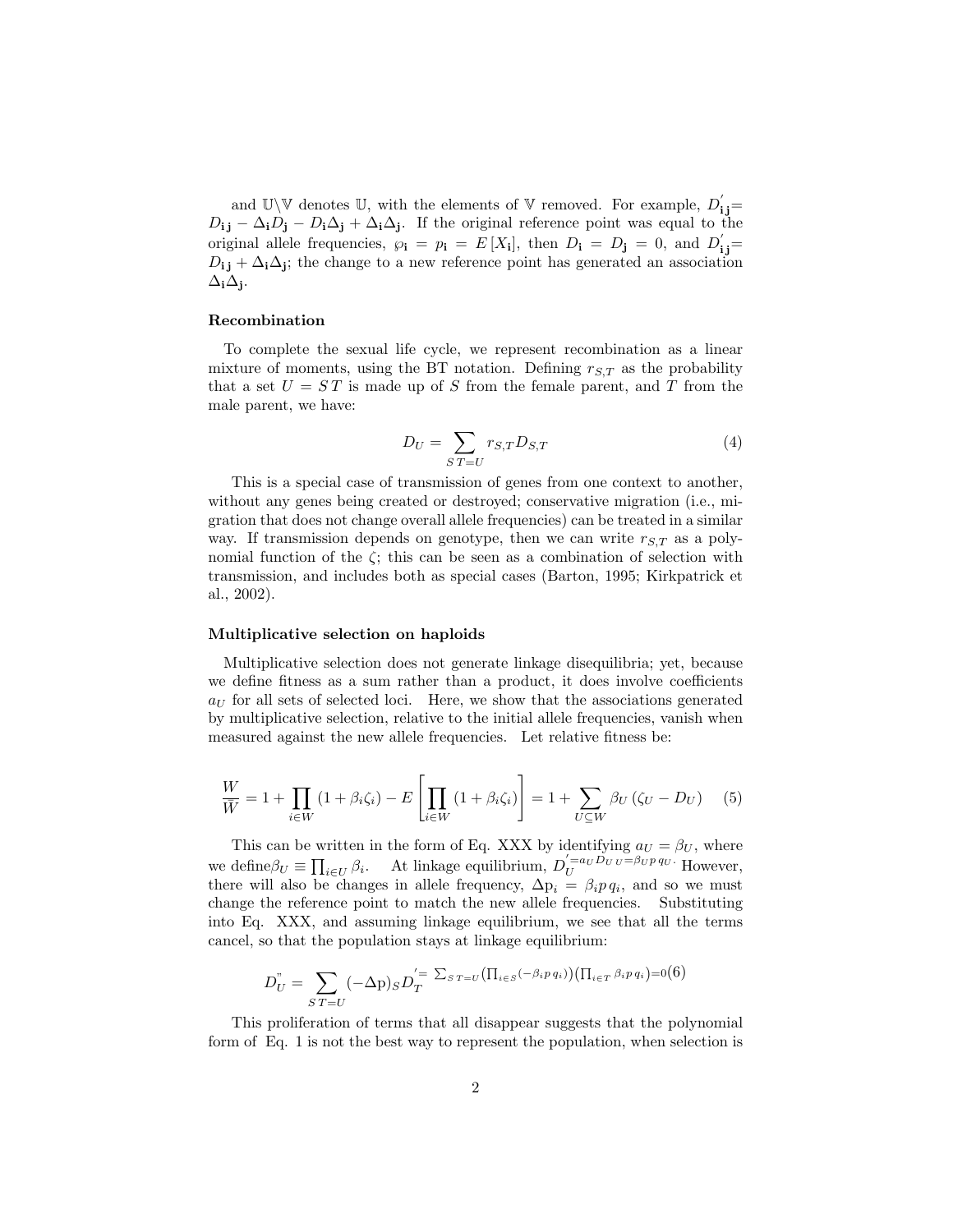and $\mathbb{U}\backslash\mathbb{V}$ denotes $\mathbb{U}$, with the elements of $\mathbb{V}$ removed. For example, $D^{'}_{\mathbf{i}\,\mathbf{j}}= D_{\mathbf{i}\,\mathbf{j}} - \Delta_{\mathbf{i}} D_{\mathbf{j}} - D_{\mathbf{i}} \Delta_{\mathbf{j}} + \Delta_{\mathbf{i}} \Delta_{\mathbf{j}}$. If the original reference point was equal to the original allele frequencies, $\wp_{\mathbf{i}} = p_{\mathbf{i}} = E[X_{\mathbf{i}}]$, then $D_{\mathbf{i}} = D_{\mathbf{j}} = 0$, and $D^{'}_{\mathbf{i}\,\mathbf{j}}= D_{\mathbf{i}\,\mathbf{j}} + \Delta_{\mathbf{i}} \Delta_{\mathbf{j}}$; the change to a new reference point has generated an association $\Delta_{\mathbf{i}} \Delta_{\mathbf{j}}$.

### Recombination

To complete the sexual life cycle, we represent recombination as a linear mixture of moments, using the BT notation. Defining $r_{S,T}$ as the probability that a set $U = S\,T$ is made up of $S$ from the female parent, and $T$ from the male parent, we have:

$$D_U = \sum_{S\,T=U} r_{S,T} D_{S,T} \tag{4}$$

This is a special case of transmission of genes from one context to another, without any genes being created or destroyed; conservative migration (i.e., migration that does not change overall allele frequencies) can be treated in a similar way. If transmission depends on genotype, then we can write $r_{S,T}$ as a polynomial function of the $\zeta$; this can be seen as a combination of selection with transmission, and includes both as special cases (Barton, 1995; Kirkpatrick et al., 2002).

### Multiplicative selection on haploids

Multiplicative selection does not generate linkage disequilibria; yet, because we define fitness as a sum rather than a product, it does involve coefficients $a_U$ for all sets of selected loci. Here, we show that the associations generated by multiplicative selection, relative to the initial allele frequencies, vanish when measured against the new allele frequencies. Let relative fitness be:

$$\frac{W}{\overline{W}} = 1 + \prod_{i \in W} (1 + \beta_i \zeta_i) - E\left[\prod_{i \in W} (1 + \beta_i \zeta_i)\right] = 1 + \sum_{U \subseteq W} \beta_U \left(\zeta_U - D_U\right) \tag{5}$$

This can be written in the form of Eq. XXX by identifying $a_U = \beta_U$, where we define $\beta_U \equiv \prod_{i \in U} \beta_i$. At linkage equilibrium, $D^{'}_U = a_U D_{U\,U} = \beta_U p\, q_U$. However, there will also be changes in allele frequency, $\Delta \mathrm{p}_i = \beta_i p\, q_i$, and so we must change the reference point to match the new allele frequencies. Substituting into Eq. XXX, and assuming linkage equilibrium, we see that all the terms cancel, so that the population stays at linkage equilibrium:

$$D^{"}_U = \sum_{S\,T=U} (-\Delta \mathrm{p})_S D^{'}_T = \sum_{S\,T=U} \left(\prod_{i \in S} (-\beta_i p\, q_i)\right) \left(\prod_{i \in T} \beta_i p\, q_i\right) = 0 \tag{6}$$

This proliferation of terms that all disappear suggests that the polynomial form of Eq. 1 is not the best way to represent the population, when selection is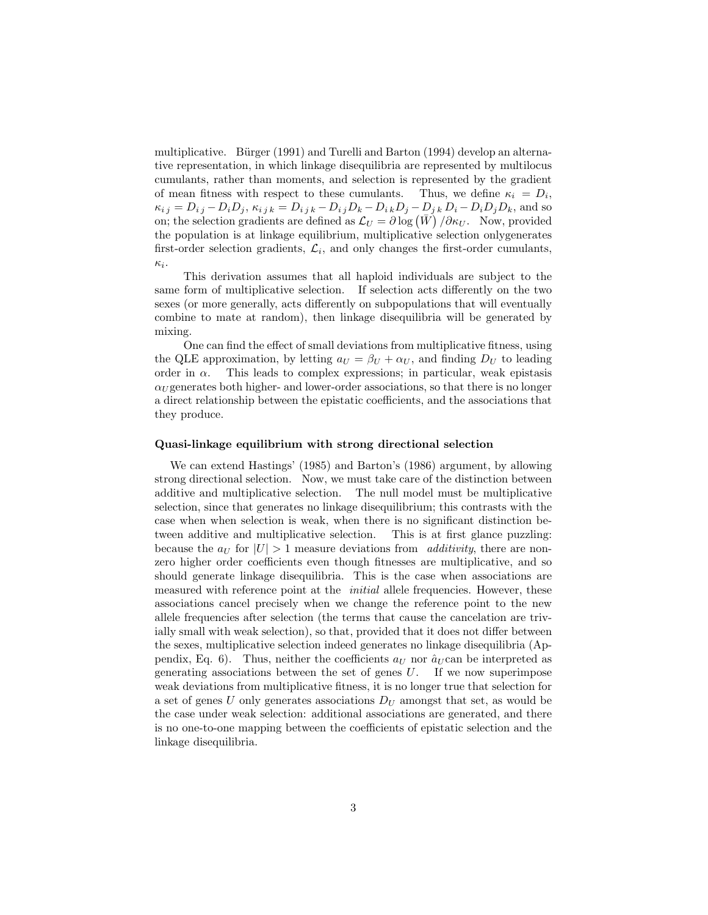multiplicative. Bürger (1991) and Turelli and Barton (1994) develop an alternative representation, in which linkage disequilibria are represented by multilocus cumulants, rather than moments, and selection is represented by the gradient of mean fitness with respect to these cumulants. Thus, we define $\kappa_i = D_i$, $\kappa_{ij} = D_{ij} - D_i D_j$, $\kappa_{ijk} = D_{ijk} - D_{ij} D_k - D_{ik} D_j - D_{jk} D_i - D_i D_j D_k$, and so on; the selection gradients are defined as $\mathcal{L}_U = \partial \log\left(\bar{W}\right)/\partial \kappa_U$. Now, provided the population is at linkage equilibrium, multiplicative selection onlygenerates first-order selection gradients, $\mathcal{L}_i$, and only changes the first-order cumulants, $\kappa_i$.

This derivation assumes that all haploid individuals are subject to the same form of multiplicative selection. If selection acts differently on the two sexes (or more generally, acts differently on subpopulations that will eventually combine to mate at random), then linkage disequilibria will be generated by mixing.

One can find the effect of small deviations from multiplicative fitness, using the QLE approximation, by letting $a_U = \beta_U + \alpha_U$, and finding $D_U$ to leading order in $\alpha$. This leads to complex expressions; in particular, weak epistasis $\alpha_U$generates both higher- and lower-order associations, so that there is no longer a direct relationship between the epistatic coefficients, and the associations that they produce.

### Quasi-linkage equilibrium with strong directional selection

We can extend Hastings' (1985) and Barton's (1986) argument, by allowing strong directional selection. Now, we must take care of the distinction between additive and multiplicative selection. The null model must be multiplicative selection, since that generates no linkage disequilibrium; this contrasts with the case when when selection is weak, when there is no significant distinction between additive and multiplicative selection. This is at first glance puzzling: because the $a_U$ for $|U| > 1$ measure deviations from *additivity*, there are nonzero higher order coefficients even though fitnesses are multiplicative, and so should generate linkage disequilibria. This is the case when associations are measured with reference point at the *initial* allele frequencies. However, these associations cancel precisely when we change the reference point to the new allele frequencies after selection (the terms that cause the cancelation are trivially small with weak selection), so that, provided that it does not differ between the sexes, multiplicative selection indeed generates no linkage disequilibria (Appendix, Eq. 6). Thus, neither the coefficients $a_U$ nor $\hat{a}_U$can be interpreted as generating associations between the set of genes $U$. If we now superimpose weak deviations from multiplicative fitness, it is no longer true that selection for a set of genes $U$ only generates associations $D_U$ amongst that set, as would be the case under weak selection: additional associations are generated, and there is no one-to-one mapping between the coefficients of epistatic selection and the linkage disequilibria.